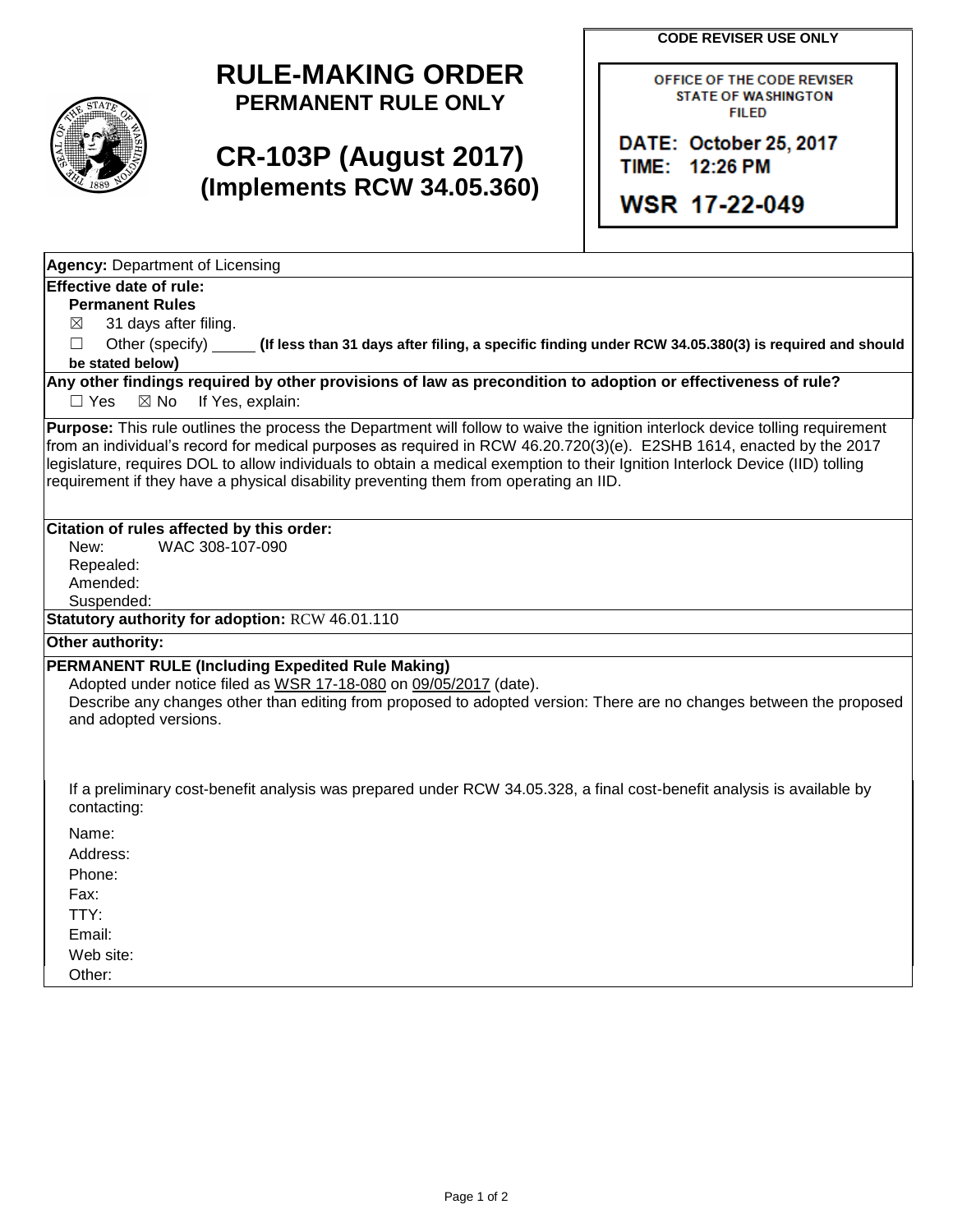# RULE-MAKING ORDER
## PERMANENT RULE ONLY

# CR-103P (August 2017)
## (Implements RCW 34.05.360)

**CODE REVISER USE ONLY**

OFFICE OF THE CODE REVISER
STATE OF WASHINGTON
FILED

DATE: October 25, 2017
TIME: 12:26 PM

WSR 17-22-049

**Agency:** Department of Licensing

**Effective date of rule:**

**Permanent Rules**

☒ 31 days after filing.

☐ Other (specify) _____ **(If less than 31 days after filing, a specific finding under RCW 34.05.380(3) is required and should be stated below)**

**Any other findings required by other provisions of law as precondition to adoption or effectiveness of rule?**

☐ Yes ☒ No If Yes, explain:

**Purpose:** This rule outlines the process the Department will follow to waive the ignition interlock device tolling requirement from an individual's record for medical purposes as required in RCW 46.20.720(3)(e). E2SHB 1614, enacted by the 2017 legislature, requires DOL to allow individuals to obtain a medical exemption to their Ignition Interlock Device (IID) tolling requirement if they have a physical disability preventing them from operating an IID.

**Citation of rules affected by this order:**

New: WAC 308-107-090
Repealed:
Amended:
Suspended:

**Statutory authority for adoption:** RCW 46.01.110

**Other authority:**

**PERMANENT RULE (Including Expedited Rule Making)**

Adopted under notice filed as WSR 17-18-080 on 09/05/2017 (date).

Describe any changes other than editing from proposed to adopted version: There are no changes between the proposed and adopted versions.

If a preliminary cost-benefit analysis was prepared under RCW 34.05.328, a final cost-benefit analysis is available by contacting:

Name:
Address:
Phone:
Fax:
TTY:
Email:
Web site:
Other: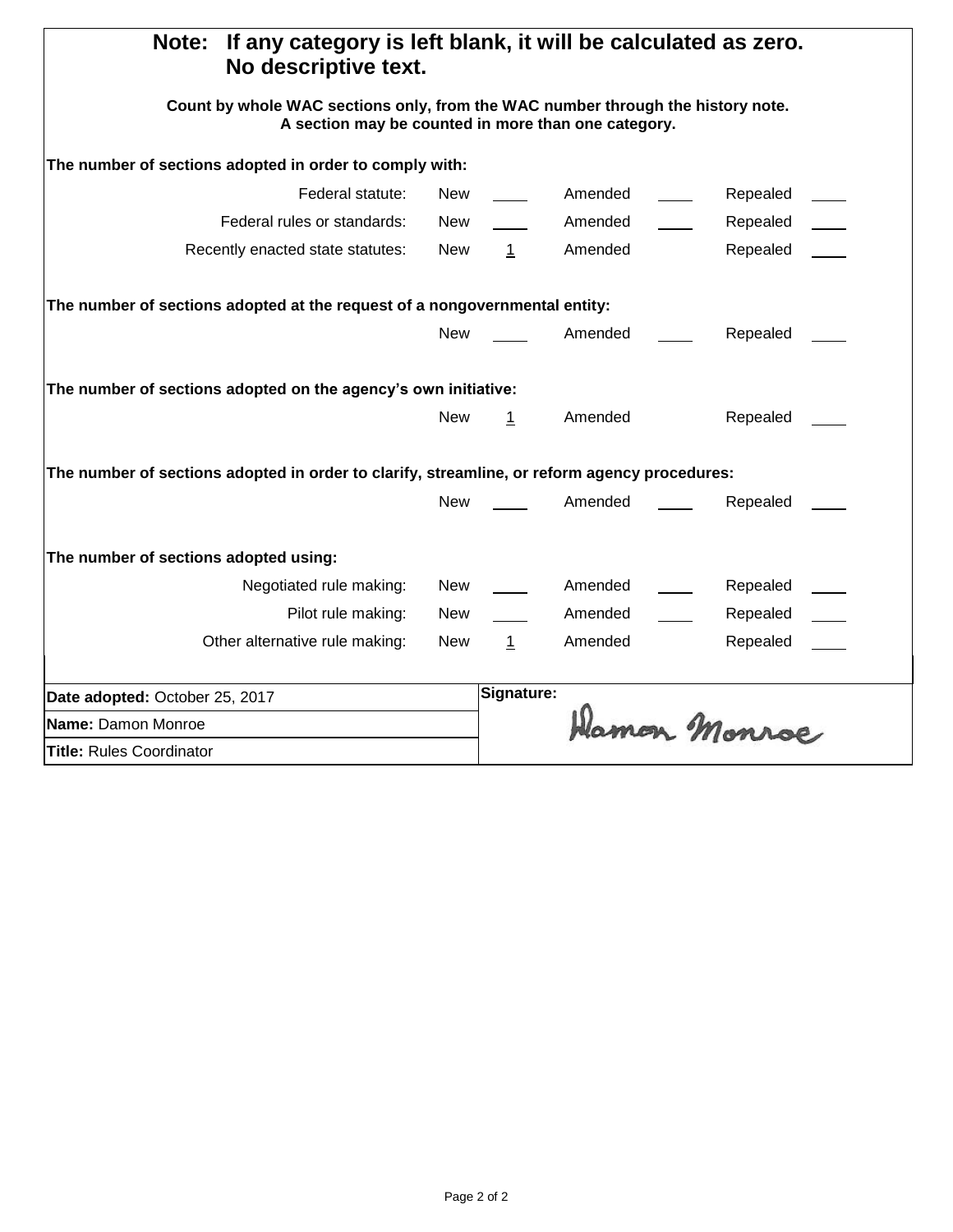**Note: If any category is left blank, it will be calculated as zero. No descriptive text.**

**Count by whole WAC sections only, from the WAC number through the history note. A section may be counted in more than one category.**

**The number of sections adopted in order to comply with:**

| | | | | | | |
|---|---|---|---|---|---|---|
| Federal statute: | New | | Amended | | Repealed | |
| Federal rules or standards: | New | | Amended | | Repealed | |
| Recently enacted state statutes: | New | 1 | Amended | | Repealed | |

**The number of sections adopted at the request of a nongovernmental entity:**

| | | | | | |
|---|---|---|---|---|---|
| New | | Amended | | Repealed | |

**The number of sections adopted on the agency's own initiative:**

| | | | | | |
|---|---|---|---|---|---|
| New | 1 | Amended | | Repealed | |

**The number of sections adopted in order to clarify, streamline, or reform agency procedures:**

| | | | | | |
|---|---|---|---|---|---|
| New | | Amended | | Repealed | |

**The number of sections adopted using:**

| | | | | | | |
|---|---|---|---|---|---|---|
| Negotiated rule making: | New | | Amended | | Repealed | |
| Pilot rule making: | New | | Amended | | Repealed | |
| Other alternative rule making: | New | 1 | Amended | | Repealed | |

| | |
|---|---|
| **Date adopted:** October 25, 2017 | **Signature:** Damon Monroe |
| **Name:** Damon Monroe | |
| **Title:** Rules Coordinator | |